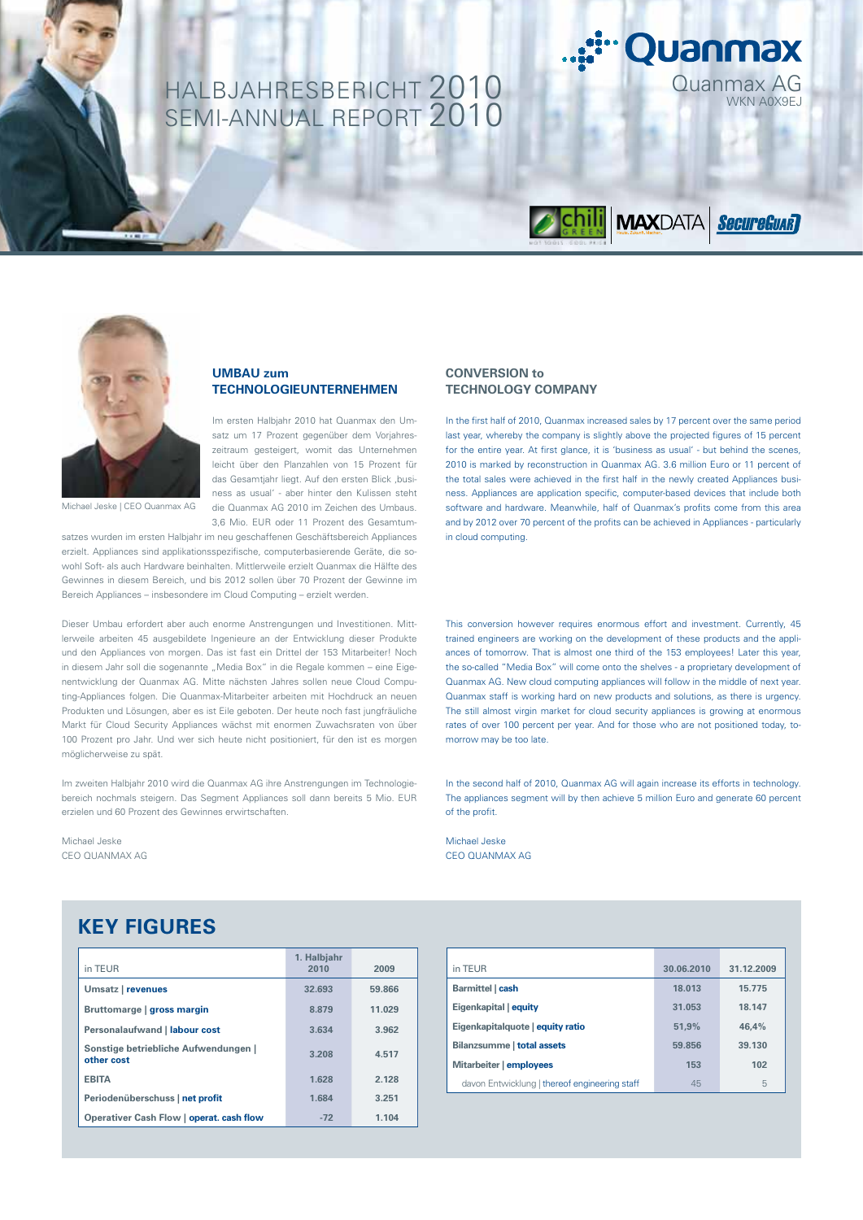# HALBJAHRESBERICHT 2010
# SEMI-ANNUAL REPORT 2010

Quanmax

Quanmax AG
WKN A0X9EJ

Michael Jeske | CEO Quanmax AG

## UMBAU zum TECHNOLOGIEUNTERNEHMEN

Im ersten Halbjahr 2010 hat Quanmax den Umsatz um 17 Prozent gegenüber dem Vorjahreszeitraum gesteigert, womit das Unternehmen leicht über den Planzahlen von 15 Prozent für das Gesamtjahr liegt. Auf den ersten Blick 'business as usual' - aber hinter den Kulissen steht die Quanmax AG 2010 im Zeichen des Umbaus. 3,6 Mio. EUR oder 11 Prozent des Gesamtumsatzes wurden im ersten Halbjahr im neu geschaffenen Geschäftsbereich Appliances erzielt. Appliances sind applikationsspezifische, computerbasierende Geräte, die sowohl Soft- als auch Hardware beinhalten. Mittlerweile erzielt Quanmax die Hälfte des Gewinnes in diesem Bereich, und bis 2012 sollen über 70 Prozent der Gewinne im Bereich Appliances – insbesondere im Cloud Computing – erzielt werden.

Dieser Umbau erfordert aber auch enorme Anstrengungen und Investitionen. Mittlerweile arbeiten 45 ausgebildete Ingenieure an der Entwicklung dieser Produkte und den Appliances von morgen. Das ist fast ein Drittel der 153 Mitarbeiter! Noch in diesem Jahr soll die sogenannte „Media Box" in die Regale kommen – eine Eigenentwicklung der Quanmax AG. Mitte nächsten Jahres sollen neue Cloud Computing-Appliances folgen. Die Quanmax-Mitarbeiter arbeiten mit Hochdruck an neuen Produkten und Lösungen, aber es ist Eile geboten. Der heute noch fast jungfräuliche Markt für Cloud Security Appliances wächst mit enormen Zuwachsraten von über 100 Prozent pro Jahr. Und wer sich heute nicht positioniert, für den ist es morgen möglicherweise zu spät.

Im zweiten Halbjahr 2010 wird die Quanmax AG ihre Anstrengungen im Technologiebereich nochmals steigern. Das Segment Appliances soll dann bereits 5 Mio. EUR erzielen und 60 Prozent des Gewinnes erwirtschaften.

Michael Jeske
CEO QUANMAX AG

## CONVERSION to TECHNOLOGY COMPANY

In the first half of 2010, Quanmax increased sales by 17 percent over the same period last year, whereby the company is slightly above the projected figures of 15 percent for the entire year. At first glance, it is 'business as usual' - but behind the scenes, 2010 is marked by reconstruction in Quanmax AG. 3.6 million Euro or 11 percent of the total sales were achieved in the first half in the newly created Appliances business. Appliances are application specific, computer-based devices that include both software and hardware. Meanwhile, half of Quanmax's profits come from this area and by 2012 over 70 percent of the profits can be achieved in Appliances - particularly in cloud computing.

This conversion however requires enormous effort and investment. Currently, 45 trained engineers are working on the development of these products and the appliances of tomorrow. That is almost one third of the 153 employees! Later this year, the so-called "Media Box" will come onto the shelves - a proprietary development of Quanmax AG. New cloud computing appliances will follow in the middle of next year. Quanmax staff is working hard on new products and solutions, as there is urgency. The still almost virgin market for cloud security appliances is growing at enormous rates of over 100 percent per year. And for those who are not positioned today, tomorrow may be too late.

In the second half of 2010, Quanmax AG will again increase its efforts in technology. The appliances segment will by then achieve 5 million Euro and generate 60 percent of the profit.

Michael Jeske
CEO QUANMAX AG

## KEY FIGURES

| in TEUR | 1. Halbjahr 2010 | 2009 |
|---|---|---|
| **Umsatz \| revenues** | 32.693 | 59.866 |
| **Bruttomarge \| gross margin** | 8.879 | 11.029 |
| **Personalaufwand \| labour cost** | 3.634 | 3.962 |
| **Sonstige betriebliche Aufwendungen \| other cost** | 3.208 | 4.517 |
| **EBITA** | 1.628 | 2.128 |
| **Periodenüberschuss \| net profit** | 1.684 | 3.251 |
| **Operativer Cash Flow \| operat. cash flow** | -72 | 1.104 |

| in TEUR | 30.06.2010 | 31.12.2009 |
|---|---|---|
| **Barmittel \| cash** | 18.013 | 15.775 |
| **Eigenkapital \| equity** | 31.053 | 18.147 |
| **Eigenkapitalquote \| equity ratio** | 51,9% | 46,4% |
| **Bilanzsumme \| total assets** | 59.856 | 39.130 |
| **Mitarbeiter \| employees** | 153 | 102 |
| davon Entwicklung \| thereof engineering staff | 45 | 5 |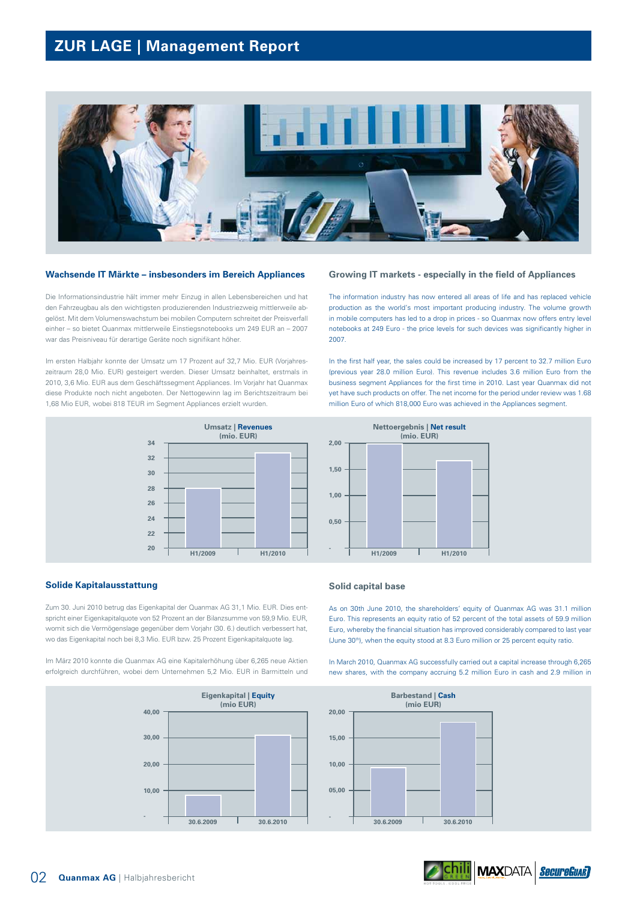# ZUR LAGE | Management Report

## Wachsende IT Märkte – insbesonders im Bereich Appliances

Die Informationsindustrie hält immer mehr Einzug in allen Lebensbereichen und hat den Fahrzeugbau als den wichtigsten produzierenden Industriezweig mittlerweile abgelöst. Mit dem Volumenswachstum bei mobilen Computern schreitet der Preisverfall einher – so bietet Quanmax mittlerweile Einstiegsnotebooks um 249 EUR an – 2007 war das Preisniveau für derartige Geräte noch signifikant höher.

Im ersten Halbjahr konnte der Umsatz um 17 Prozent auf 32,7 Mio. EUR (Vorjahreszeitraum 28,0 Mio. EUR) gesteigert werden. Dieser Umsatz beinhaltet, erstmals in 2010, 3,6 Mio. EUR aus dem Geschäftssegment Appliances. Im Vorjahr hat Quanmax diese Produkte noch nicht angeboten. Der Nettogewinn lag im Berichtszeitraum bei 1,68 Mio EUR, wobei 818 TEUR im Segment Appliances erzielt wurden.

## Growing IT markets - especially in the field of Appliances

The information industry has now entered all areas of life and has replaced vehicle production as the world's most important producing industry. The volume growth in mobile computers has led to a drop in prices - so Quanmax now offers entry level notebooks at 249 Euro - the price levels for such devices was significantly higher in 2007.

In the first half year, the sales could be increased by 17 percent to 32.7 million Euro (previous year 28.0 million Euro). This revenue includes 3.6 million Euro from the business segment Appliances for the first time in 2010. Last year Quanmax did not yet have such products on offer. The net income for the period under review was 1.68 million Euro of which 818,000 Euro was achieved in the Appliances segment.

**Umsatz | Revenues (mio. EUR)** – H1/2009, H1/2010

**Nettoergebnis | Net result (mio. EUR)** – H1/2009, H1/2010

## Solide Kapitalausstattung

Zum 30. Juni 2010 betrug das Eigenkapital der Quanmax AG 31,1 Mio. EUR. Dies entspricht einer Eigenkapitalquote von 52 Prozent an der Bilanzsumme von 59,9 Mio. EUR, womit sich die Vermögenslage gegenüber dem Vorjahr (30. 6.) deutlich verbessert hat, wo das Eigenkapital noch bei 8,3 Mio. EUR bzw. 25 Prozent Eigenkapitalquote lag.

Im März 2010 konnte die Quanmax AG eine Kapitalerhöhung über 6,265 neue Aktien erfolgreich durchführen, wobei dem Unternehmen 5,2 Mio. EUR in Barmitteln und

## Solid capital base

As on 30th June 2010, the shareholders' equity of Quanmax AG was 31.1 million Euro. This represents an equity ratio of 52 percent of the total assets of 59.9 million Euro, whereby the financial situation has improved considerably compared to last year (June 30th), when the equity stood at 8.3 Euro million or 25 percent equity ratio.

In March 2010, Quanmax AG successfully carried out a capital increase through 6,265 new shares, with the company accruing 5.2 million Euro in cash and 2.9 million in

**Eigenkapital | Equity (mio EUR)** – 30.6.2009, 30.6.2010

**Barbestand | Cash (mio EUR)** – 30.6.2009, 30.6.2010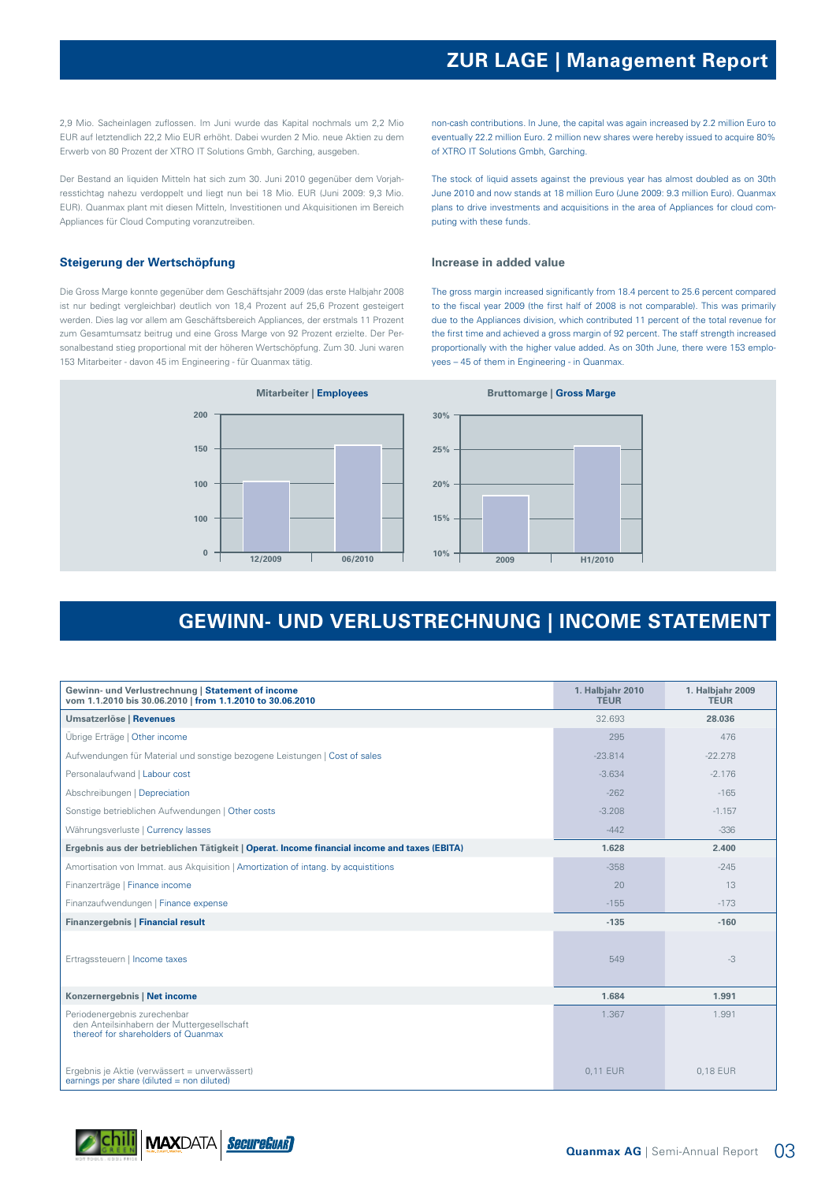# ZUR LAGE | Management Report

2,9 Mio. Sacheinlagen zuflossen. Im Juni wurde das Kapital nochmals um 2,2 Mio EUR auf letztendlich 22,2 Mio EUR erhöht. Dabei wurden 2 Mio. neue Aktien zu dem Erwerb von 80 Prozent der XTRO IT Solutions Gmbh, Garching, ausgeben.

Der Bestand an liquiden Mitteln hat sich zum 30. Juni 2010 gegenüber dem Vorjahresstichtag nahezu verdoppelt und liegt nun bei 18 Mio. EUR (Juni 2009: 9,3 Mio. EUR). Quanmax plant mit diesen Mitteln, Investitionen und Akquisitionen im Bereich Appliances für Cloud Computing voranzutreiben.

### Steigerung der Wertschöpfung

Die Gross Marge konnte gegenüber dem Geschäftsjahr 2009 (das erste Halbjahr 2008 ist nur bedingt vergleichbar) deutlich von 18,4 Prozent auf 25,6 Prozent gesteigert werden. Dies lag vor allem am Geschäftsbereich Appliances, der erstmals 11 Prozent zum Gesamtumsatz beitrug und eine Gross Marge von 92 Prozent erzielte. Der Personalbestand stieg proportional mit der höheren Wertschöpfung. Zum 30. Juni waren 153 Mitarbeiter - davon 45 im Engineering - für Quanmax tätig.

non-cash contributions. In June, the capital was again increased by 2.2 million Euro to eventually 22.2 million Euro. 2 million new shares were hereby issued to acquire 80% of XTRO IT Solutions Gmbh, Garching.

The stock of liquid assets against the previous year has almost doubled as on 30th June 2010 and now stands at 18 million Euro (June 2009: 9.3 million Euro). Quanmax plans to drive investments and acquisitions in the area of Appliances for cloud computing with these funds.

### Increase in added value

The gross margin increased significantly from 18.4 percent to 25.6 percent compared to the fiscal year 2009 (the first half of 2008 is not comparable). This was primarily due to the Appliances division, which contributed 11 percent of the total revenue for the first time and achieved a gross margin of 92 percent. The staff strength increased proportionally with the higher value added. As on 30th June, there were 153 employees – 45 of them in Engineering - in Quanmax.

**Mitarbeiter | Employees**

| | 12/2009 | 06/2010 |
|---|---|---|
| Mitarbeiter \| Employees | ~103 | ~153 |

**Bruttomarge | Gross Marge**

| | 2009 | H1/2010 |
|---|---|---|
| Bruttomarge \| Gross Marge | ~18% | ~25,6% |

# GEWINN- UND VERLUSTRECHNUNG | INCOME STATEMENT

| Gewinn- und Verlustrechnung \| Statement of income vom 1.1.2010 bis 30.06.2010 \| from 1.1.2010 to 30.06.2010 | 1. Halbjahr 2010 TEUR | 1. Halbjahr 2009 TEUR |
|---|---|---|
| **Umsatzerlöse \| Revenues** | 32.693 | **28.036** |
| Übrige Erträge \| Other income | 295 | 476 |
| Aufwendungen für Material und sonstige bezogene Leistungen \| Cost of sales | -23.814 | -22.278 |
| Personalaufwand \| Labour cost | -3.634 | -2.176 |
| Abschreibungen \| Depreciation | -262 | -165 |
| Sonstige betrieblichen Aufwendungen \| Other costs | -3.208 | -1.157 |
| Währungsverluste \| Currency lasses | -442 | -336 |
| **Ergebnis aus der betrieblichen Tätigkeit \| Operat. Income financial income and taxes (EBITA)** | **1.628** | **2.400** |
| Amortisation von Immat. aus Akquisition \| Amortization of intang. by acquistitions | -358 | -245 |
| Finanzerträge \| Finance income | 20 | 13 |
| Finanzaufwendungen \| Finance expense | -155 | -173 |
| **Finanzergebnis \| Financial result** | **-135** | **-160** |
| Ertragssteuern \| Income taxes | 549 | -3 |
| **Konzernergebnis \| Net income** | **1.684** | **1.991** |
| Periodenergebnis zurechenbar den Anteilsinhabern der Muttergesellschaft thereof for shareholders of Quanmax | 1.367 | 1.991 |
| Ergebnis je Aktie (verwässert = unverwässert) earnings per share (diluted = non diluted) | 0,11 EUR | 0,18 EUR |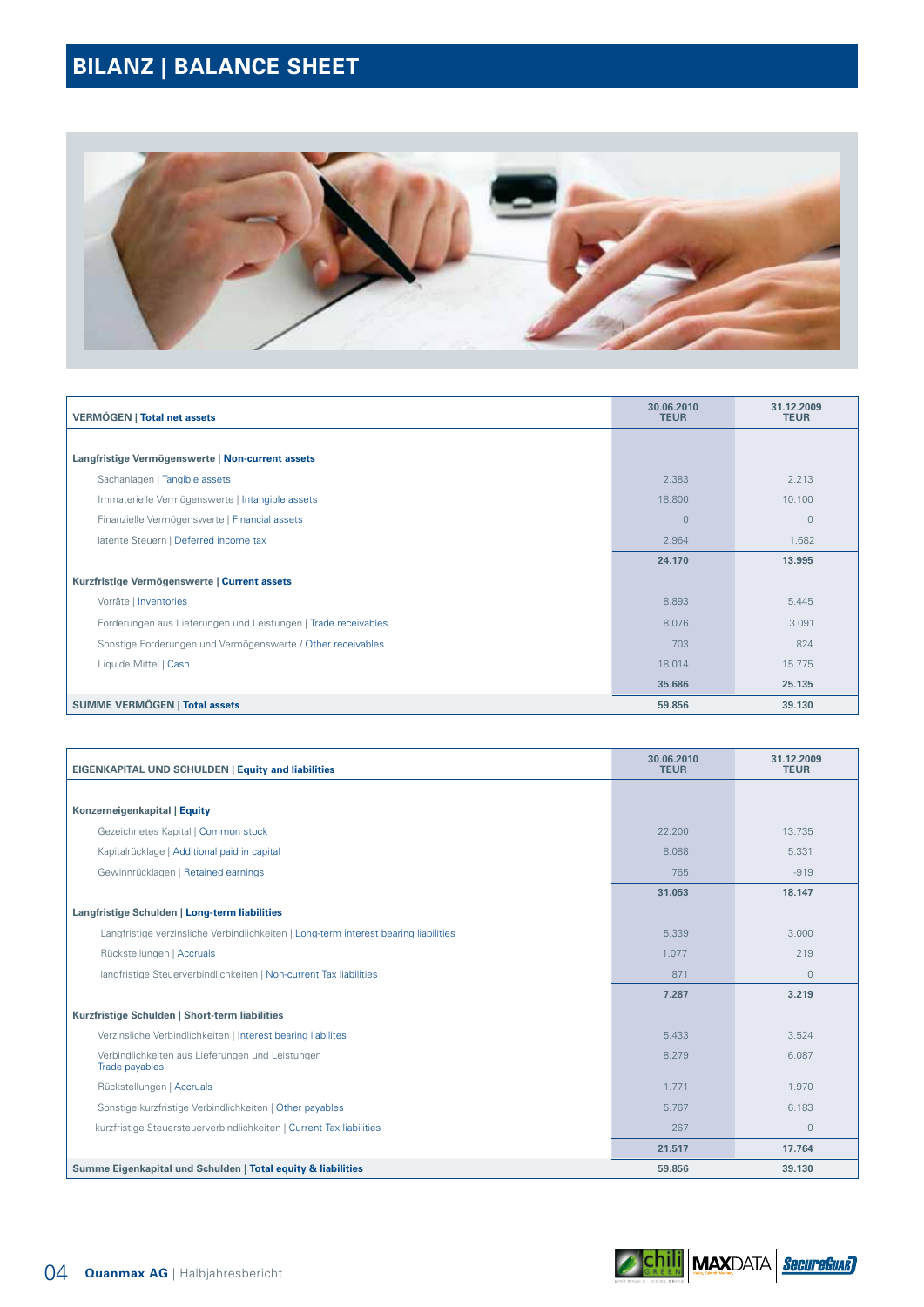# BILANZ | BALANCE SHEET

| VERMÖGEN \| Total net assets | 30.06.2010 TEUR | 31.12.2009 TEUR |
|---|---|---|
| **Langfristige Vermögenswerte \| Non-current assets** | | |
| Sachanlagen \| Tangible assets | 2.383 | 2.213 |
| Immaterielle Vermögenswerte \| Intangible assets | 18.800 | 10.100 |
| Finanzielle Vermögenswerte \| Financial assets | 0 | 0 |
| latente Steuern \| Deferred income tax | 2.964 | 1.682 |
| | **24.170** | **13.995** |
| **Kurzfristige Vermögenswerte \| Current assets** | | |
| Vorräte \| Inventories | 8.893 | 5.445 |
| Forderungen aus Lieferungen und Leistungen \| Trade receivables | 8.076 | 3.091 |
| Sonstige Forderungen und Vermögenswerte / Other receivables | 703 | 824 |
| Liquide Mittel \| Cash | 18.014 | 15.775 |
| | **35.686** | **25.135** |
| **SUMME VERMÖGEN \| Total assets** | **59.856** | **39.130** |

| EIGENKAPITAL UND SCHULDEN \| Equity and liabilities | 30.06.2010 TEUR | 31.12.2009 TEUR |
|---|---|---|
| **Konzerneigenkapital \| Equity** | | |
| Gezeichnetes Kapital \| Common stock | 22.200 | 13.735 |
| Kapitalrücklage \| Additional paid in capital | 8.088 | 5.331 |
| Gewinnrücklagen \| Retained earnings | 765 | -919 |
| | **31.053** | **18.147** |
| **Langfristige Schulden \| Long-term liabilities** | | |
| Langfristige verzinsliche Verbindlichkeiten \| Long-term interest bearing liabilities | 5.339 | 3.000 |
| Rückstellungen \| Accruals | 1.077 | 219 |
| langfristige Steuerverbindlichkeiten \| Non-current Tax liabilities | 871 | 0 |
| | **7.287** | **3.219** |
| **Kurzfristige Schulden \| Short-term liabilities** | | |
| Verzinsliche Verbindlichkeiten \| Interest bearing liabilites | 5.433 | 3.524 |
| Verbindlichkeiten aus Lieferungen und Leistungen Trade payables | 8.279 | 6.087 |
| Rückstellungen \| Accruals | 1.771 | 1.970 |
| Sonstige kurzfristige Verbindlichkeiten \| Other payables | 5.767 | 6.183 |
| kurzfristige Steuersteuerverbindlichkeiten \| Current Tax liabilities | 267 | 0 |
| | **21.517** | **17.764** |
| **Summe Eigenkapital und Schulden \| Total equity & liabilities** | **59.856** | **39.130** |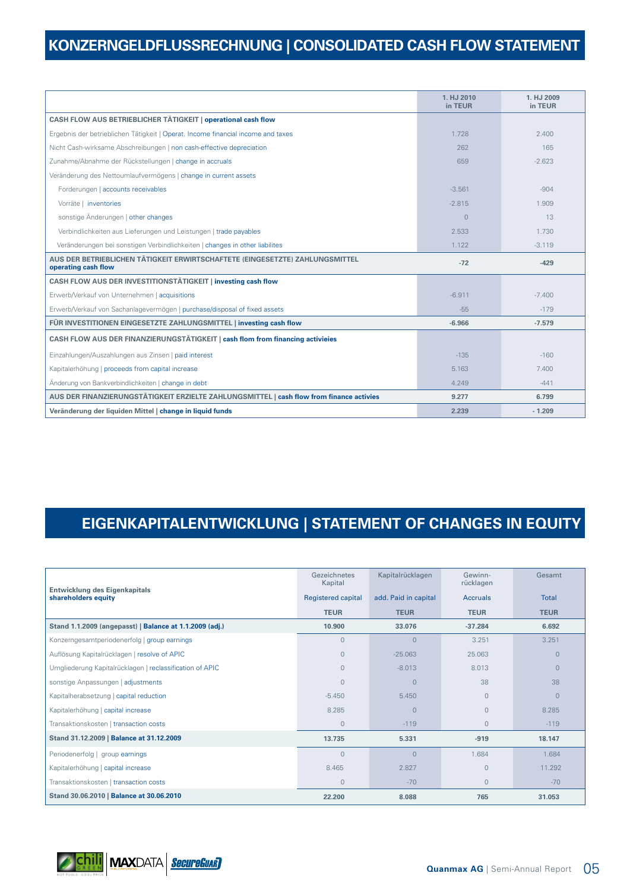# KONZERNGELDFLUSSRECHNUNG | CONSOLIDATED CASH FLOW STATEMENT

| | 1. HJ 2010 in TEUR | 1. HJ 2009 in TEUR |
|---|---|---|
| **CASH FLOW AUS BETRIEBLICHER TÄTIGKEIT \| operational cash flow** | | |
| Ergebnis der betrieblichen Tätigkeit \| Operat. Income financial income and taxes | 1.728 | 2.400 |
| Nicht Cash-wirksame Abschreibungen \| non cash-effective depreciation | 262 | 165 |
| Zunahme/Abnahme der Rückstellungen \| change in accruals | 659 | -2.623 |
| Veränderung des Nettoumlaufvermögens \| change in current assets | | |
| Forderungen \| accounts receivables | -3.561 | -904 |
| Vorräte \| inventories | -2.815 | 1.909 |
| sonstige Änderungen \| other changes | 0 | 13 |
| Verbindlichkeiten aus Lieferungen und Leistungen \| trade payables | 2.533 | 1.730 |
| Veränderungen bei sonstigen Verbindlichkeiten \| changes in other liabilites | 1.122 | -3.119 |
| **AUS DER BETRIEBLICHEN TÄTIGKEIT ERWIRTSCHAFTETE (EINGESETZTE) ZAHLUNGSMITTEL operating cash flow** | **-72** | **-429** |
| **CASH FLOW AUS DER INVESTITIONSTÄTIGKEIT \| investing cash flow** | | |
| Erwerb/Verkauf von Unternehmen \| acquisitions | -6.911 | -7.400 |
| Erwerb/Verkauf von Sachanlagevermögen \| purchase/disposal of fixed assets | -55 | -179 |
| **FÜR INVESTITIONEN EINGESETZTE ZAHLUNGSMITTEL \| investing cash flow** | **-6.966** | **-7.579** |
| **CASH FLOW AUS DER FINANZIERUNGSTÄTIGKEIT \| cash flom from financing activieies** | | |
| Einzahlungen/Auszahlungen aus Zinsen \| paid interest | -135 | -160 |
| Kapitalerhöhung \| proceeds from capital increase | 5.163 | 7.400 |
| Änderung von Bankverbindlichkeiten \| change in debt | 4.249 | -441 |
| **AUS DER FINANZIERUNGSTÄTIGKEIT ERZIELTE ZAHLUNGSMITTEL \| cash flow from finance activies** | **9.277** | **6.799** |
| **Veränderung der liquiden Mittel \| change in liquid funds** | **2.239** | **- 1.209** |

# EIGENKAPITALENTWICKLUNG | STATEMENT OF CHANGES IN EQUITY

| **Entwicklung des Eigenkapitals shareholders equity** | Gezeichnetes Kapital Registered capital TEUR | Kapitalrücklagen add. Paid in capital TEUR | Gewinn-rücklagen Accruals TEUR | Gesamt Total TEUR |
|---|---|---|---|---|
| **Stand 1.1.2009 (angepasst) \| Balance at 1.1.2009 (adj.)** | **10.900** | **33.076** | **-37.284** | **6.692** |
| Konzerngesamtperiodenerfolg \| group earnings | 0 | 0 | 3.251 | 3.251 |
| Auflösung Kapitalrücklagen \| resolve of APIC | 0 | -25.063 | 25.063 | 0 |
| Umgliederung Kapitalrücklagen \| reclassification of APIC | 0 | -8.013 | 8.013 | 0 |
| sonstige Anpassungen \| adjustments | 0 | 0 | 38 | 38 |
| Kapitalherabsetzung \| capital reduction | -5.450 | 5.450 | 0 | 0 |
| Kapitalerhöhung \| capital increase | 8.285 | 0 | 0 | 8.285 |
| Transaktionskosten \| transaction costs | 0 | -119 | 0 | -119 |
| **Stand 31.12.2009 \| Balance at 31.12.2009** | **13.735** | **5.331** | **-919** | **18.147** |
| Periodenerfolg \| group earnings | 0 | 0 | 1.684 | 1.684 |
| Kapitalerhöhung \| capital increase | 8.465 | 2.827 | 0 | 11.292 |
| Transaktionskosten \| transaction costs | 0 | -70 | 0 | -70 |
| **Stand 30.06.2010 \| Balance at 30.06.2010** | **22.200** | **8.088** | **765** | **31.053** |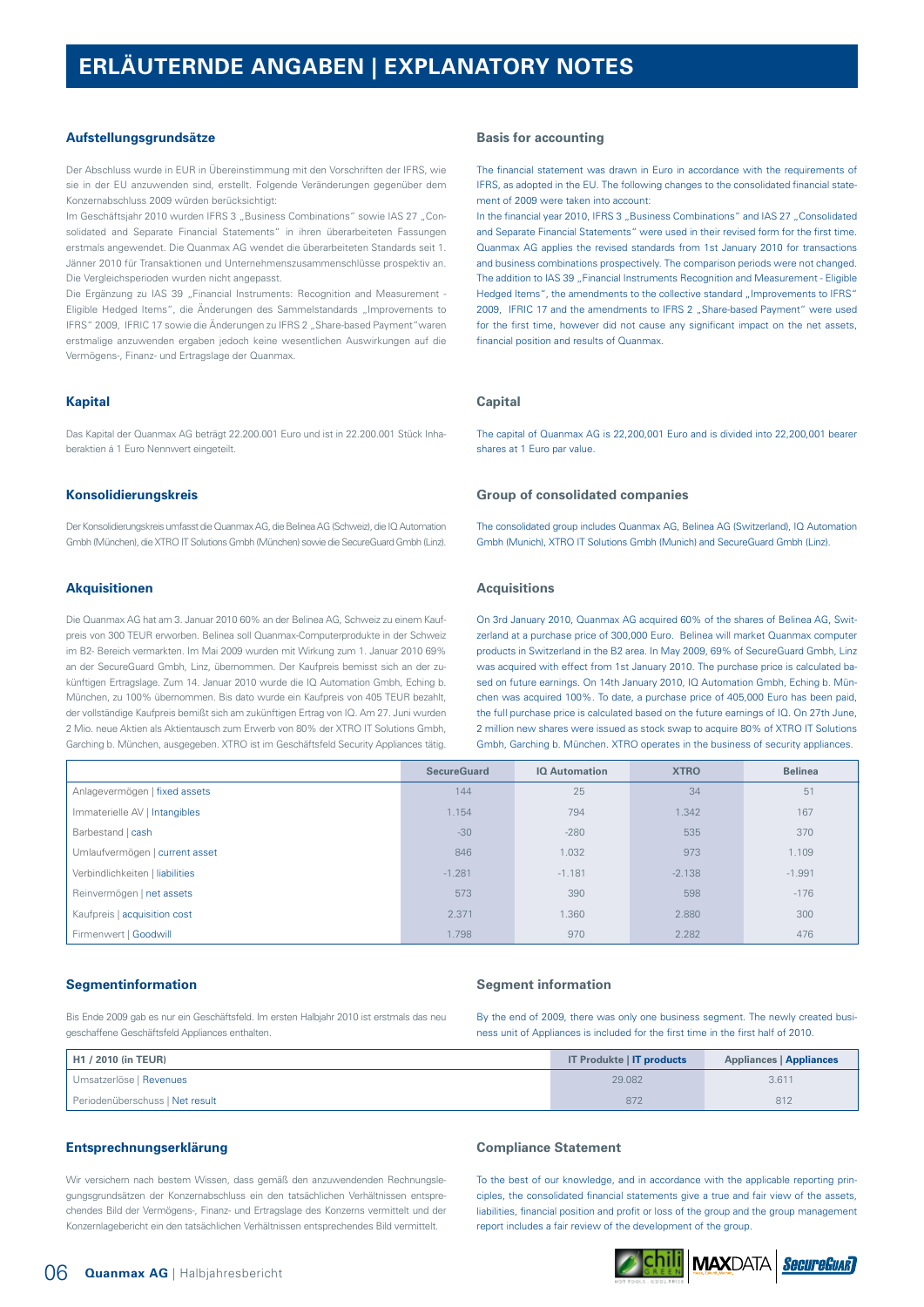# ERLÄUTERNDE ANGABEN | EXPLANATORY NOTES

### Aufstellungsgrundsätze

Der Abschluss wurde in EUR in Übereinstimmung mit den Vorschriften der IFRS, wie sie in der EU anzuwenden sind, erstellt. Folgende Veränderungen gegenüber dem Konzernabschluss 2009 würden berücksichtigt:

Im Geschäftsjahr 2010 wurden IFRS 3 „Business Combinations" sowie IAS 27 „Consolidated and Separate Financial Statements" in ihren überarbeiteten Fassungen erstmals angewendet. Die Quanmax AG wendet die überarbeiteten Standards seit 1. Jänner 2010 für Transaktionen und Unternehmenszusammenschlüsse prospektiv an. Die Vergleichsperioden wurden nicht angepasst.

Die Ergänzung zu IAS 39 „Financial Instruments: Recognition and Measurement - Eligible Hedged Items", die Änderungen des Sammelstandards „Improvements to IFRS" 2009, IFRIC 17 sowie die Änderungen zu IFRS 2 „Share-based Payment"waren erstmalige anzuwenden ergaben jedoch keine wesentlichen Auswirkungen auf die Vermögens-, Finanz- und Ertragslage der Quanmax.

### Basis for accounting

The financial statement was drawn in Euro in accordance with the requirements of IFRS, as adopted in the EU. The following changes to the consolidated financial statement of 2009 were taken into account:

In the financial year 2010, IFRS 3 „Business Combinations" and IAS 27 „Consolidated and Separate Financial Statements" were used in their revised form for the first time. Quanmax AG applies the revised standards from 1st January 2010 for transactions and business combinations prospectively. The comparison periods were not changed. The addition to IAS 39 „Financial Instruments Recognition and Measurement - Eligible Hedged Items", the amendments to the collective standard „Improvements to IFRS" 2009, IFRIC 17 and the amendments to IFRS 2 „Share-based Payment" were used for the first time, however did not cause any significant impact on the net assets, financial position and results of Quanmax.

### Kapital

Das Kapital der Quanmax AG beträgt 22.200.001 Euro und ist in 22.200.001 Stück Inhaberaktien á 1 Euro Nennwert eingeteilt.

### Capital

The capital of Quanmax AG is 22,200,001 Euro and is divided into 22,200,001 bearer shares at 1 Euro par value.

### Konsolidierungskreis

Der Konsolidierungskreis umfasst die Quanmax AG, die Belinea AG (Schweiz), die IQ Automation Gmbh (München), die XTRO IT Solutions Gmbh (München) sowie die SecureGuard Gmbh (Linz).

### Group of consolidated companies

The consolidated group includes Quanmax AG, Belinea AG (Switzerland), IQ Automation Gmbh (Munich), XTRO IT Solutions Gmbh (Munich) and SecureGuard Gmbh (Linz).

### Akquisitionen

Die Quanmax AG hat am 3. Januar 2010 60% an der Belinea AG, Schweiz zu einem Kaufpreis von 300 TEUR erworben. Belinea soll Quanmax-Computerprodukte in der Schweiz im B2- Bereich vermarkten. Im Mai 2009 wurden mit Wirkung zum 1. Januar 2010 69% an der SecureGuard Gmbh, Linz, übernommen. Der Kaufpreis bemisst sich an der zukünftigen Ertragslage. Zum 14. Januar 2010 wurde die IQ Automation Gmbh, Eching b. München, zu 100% übernommen. Bis dato wurde ein Kaufpreis von 405 TEUR bezahlt, der vollständige Kaufpreis bemißt sich am zukünftigen Ertrag von IQ. Am 27. Juni wurden 2 Mio. neue Aktien als Aktientausch zum Erwerb von 80% der XTRO IT Solutions Gmbh, Garching b. München, ausgegeben. XTRO ist im Geschäftsfeld Security Appliances tätig.

### Acquisitions

On 3rd January 2010, Quanmax AG acquired 60% of the shares of Belinea AG, Switzerland at a purchase price of 300,000 Euro. Belinea will market Quanmax computer products in Switzerland in the B2 area. In May 2009, 69% of SecureGuard Gmbh, Linz was acquired with effect from 1st January 2010. The purchase price is calculated based on future earnings. On 14th January 2010, IQ Automation Gmbh, Eching b. München was acquired 100%. To date, a purchase price of 405,000 Euro has been paid, the full purchase price is calculated based on the future earnings of IQ. On 27th June, 2 million new shares were issued as stock swap to acquire 80% of XTRO IT Solutions Gmbh, Garching b. München. XTRO operates in the business of security appliances.

| | SecureGuard | IQ Automation | XTRO | Belinea |
|---|---|---|---|---|
| Anlagevermögen \| fixed assets | 144 | 25 | 34 | 51 |
| Immaterielle AV \| Intangibles | 1.154 | 794 | 1.342 | 167 |
| Barbestand \| cash | -30 | -280 | 535 | 370 |
| Umlaufvermögen \| current asset | 846 | 1.032 | 973 | 1.109 |
| Verbindlichkeiten \| liabilities | -1.281 | -1.181 | -2.138 | -1.991 |
| Reinvermögen \| net assets | 573 | 390 | 598 | -176 |
| Kaufpreis \| acquisition cost | 2.371 | 1.360 | 2.880 | 300 |
| Firmenwert \| Goodwill | 1.798 | 970 | 2.282 | 476 |

### Segmentinformation

Bis Ende 2009 gab es nur ein Geschäftsfeld. Im ersten Halbjahr 2010 ist erstmals das neu geschaffene Geschäftsfeld Appliances enthalten.

### Segment information

By the end of 2009, there was only one business segment. The newly created business unit of Appliances is included for the first time in the first half of 2010.

| H1 / 2010 (in TEUR) | IT Produkte \| IT products | Appliances \| Appliances |
|---|---|---|
| Umsatzerlöse \| Revenues | 29.082 | 3.611 |
| Periodenüberschuss \| Net result | 872 | 812 |

### Entsprechnungserklärung

Wir versichern nach bestem Wissen, dass gemäß den anzuwendenden Rechnungslegungsgrundsätzen der Konzernabschluss ein den tatsächlichen Verhältnissen entsprechendes Bild der Vermögens-, Finanz- und Ertragslage des Konzerns vermittelt und der Konzernlagebericht ein den tatsächlichen Verhältnissen entsprechendes Bild vermittelt.

### Compliance Statement

To the best of our knowledge, and in accordance with the applicable reporting principles, the consolidated financial statements give a true and fair view of the assets, liabilities, financial position and profit or loss of the group and the group management report includes a fair review of the development of the group.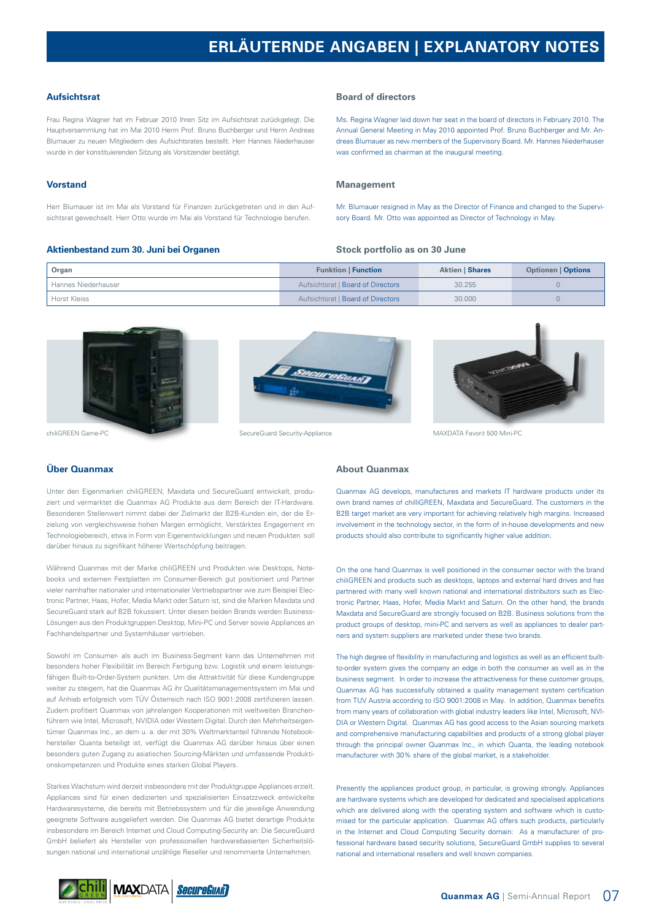# ERLÄUTERNDE ANGABEN | EXPLANATORY NOTES

## Aufsichtsrat

Frau Regina Wagner hat im Februar 2010 Ihren Sitz im Aufsichtsrat zurückgelegt. Die Hauptversammlung hat im Mai 2010 Herrn Prof. Bruno Buchberger und Herrn Andreas Blumauer zu neuen Mitgliedern des Aufsichtsrates bestellt. Herr Hannes Niederhauser wurde in der konstituierenden Sitzung als Vorsitzender bestätigt.

## Vorstand

Herr Blumauer ist im Mai als Vorstand für Finanzen zurückgetreten und in den Aufsichtsrat gewechselt. Herr Otto wurde im Mai als Vorstand für Technologie berufen.

## Board of directors

Ms. Regina Wagner laid down her seat in the board of directors in February 2010. The Annual General Meeting in May 2010 appointed Prof. Bruno Buchberger and Mr. Andreas Blumauer as new members of the Supervisory Board. Mr. Hannes Niederhauser was confirmed as chairman at the inaugural meeting.

## Management

Mr. Blumauer resigned in May as the Director of Finance and changed to the Supervisory Board. Mr. Otto was appointed as Director of Technology in May.

## Aktienbestand zum 30. Juni bei Organen | Stock portfolio as on 30 June

| Organ | Funktion \| Function | Aktien \| Shares | Optionen \| Options |
|---|---|---|---|
| Hannes Niederhauser | Aufsichtsrat \| Board of Directors | 30.255 | 0 |
| Horst Kleiss | Aufsichtsrat \| Board of Directors | 30.000 | 0 |

chiliGREEN Game-PC

SecureGuard Security-Appliance

MAXDATA Favorit 500 Mini-PC

## Über Quanmax

Unter den Eigenmarken chiliGREEN, Maxdata und SecureGuard entwickelt, produziert und vermarktet die Quanmax AG Produkte aus dem Bereich der IT-Hardware. Besonderen Stellenwert nimmt dabei der Zielmarkt der B2B-Kunden ein, der die Erzielung von vergleichsweise hohen Margen ermöglicht. Verstärktes Engagement im Technologiebereich, etwa in Form von Eigenentwicklungen und neuen Produkten soll darüber hinaus zu signifikant höherer Wertschöpfung beitragen.

Während Quanmax mit der Marke chiliGREEN und Produkten wie Desktops, Notebooks und externen Festplatten im Consumer-Bereich gut positioniert und Partner vieler namhafter nationaler und internationaler Vertriebspartner wie zum Beispiel Electronic Partner, Haas, Hofer, Media Markt oder Saturn ist, sind die Marken Maxdata und SecureGuard stark auf B2B fokussiert. Unter diesen beiden Brands werden Business-Lösungen aus den Produktgruppen Desktop, Mini-PC und Server sowie Appliances an Fachhandelspartner und Systemhäuser vertrieben.

Sowohl im Consumer- als auch im Business-Segment kann das Unternehmen mit besonders hoher Flexibilität im Bereich Fertigung bzw. Logistik und einem leistungsfähigen Built-to-Order-System punkten. Um die Attraktivität für diese Kundengruppe weiter zu steigern, hat die Quanmax AG ihr Qualitätsmanagementsystem im Mai und auf Anhieb erfolgreich vom TÜV Österreich nach ISO 9001:2008 zertifizieren lassen. Zudem profitiert Quanmax von jahrelangen Kooperationen mit weltweiten Branchenführern wie Intel, Microsoft, NVIDIA oder Western Digital. Durch den Mehrheitseigentümer Quanmax Inc., an dem u. a. der mit 30% Weltmarktanteil führende Notebookhersteller Quanta beteiligt ist, verfügt die Quanmax AG darüber hinaus über einen besonders guten Zugang zu asiatischen Sourcing-Märkten und umfassende Produktionskompetenzen und Produkte eines starken Global Players.

Starkes Wachstum wird derzeit insbesondere mit der Produktgruppe Appliances erzielt. Appliances sind für einen dedizierten und spezialisierten Einsatzzweck entwickelte Hardwaresysteme, die bereits mit Betriebssystem und für die jeweilige Anwendung geeignete Software ausgeliefert werden. Die Quanmax AG bietet derartige Produkte insbesondere im Bereich Internet und Cloud Computing-Security an: Die SecureGuard GmbH beliefert als Hersteller von professionellen hardwarebasierten Sicherheitslösungen national und international unzählige Reseller und renommierte Unternehmen.

## About Quanmax

Quanmax AG develops, manufactures and markets IT hardware products under its own brand names of chilliGREEN, Maxdata and SecureGuard. The customers in the B2B target market are very important for achieving relatively high margins. Increased involvement in the technology sector, in the form of in-house developments and new products should also contribute to significantly higher value addition.

On the one hand Quanmax is well positioned in the consumer sector with the brand chiliGREEN and products such as desktops, laptops and external hard drives and has partnered with many well known national and international distributors such as Electronic Partner, Haas, Hofer, Media Markt and Saturn. On the other hand, the brands Maxdata and SecureGuard are strongly focused on B2B. Business solutions from the product groups of desktop, mini-PC and servers as well as appliances to dealer partners and system suppliers are marketed under these two brands.

The high degree of flexibility in manufacturing and logistics as well as an efficient built-to-order system gives the company an edge in both the consumer as well as in the business segment. In order to increase the attractiveness for these customer groups, Quanmax AG has successfully obtained a quality management system certification from TUV Austria according to ISO 9001:2008 in May. In addition, Quanmax benefits from many years of collaboration with global industry leaders like Intel, Microsoft, NVIDIA or Western Digital. Quanmax AG has good access to the Asian sourcing markets and comprehensive manufacturing capabilities and products of a strong global player through the principal owner Quanmax Inc., in which Quanta, the leading notebook manufacturer with 30% share of the global market, is a stakeholder.

Presently the appliances product group, in particular, is growing strongly. Appliances are hardware systems which are developed for dedicated and specialised applications which are delivered along with the operating system and software which is customised for the particular application. Quanmax AG offers such products, particularly in the Internet and Cloud Computing Security domain: As a manufacturer of professional hardware based security solutions, SecureGuard GmbH supplies to several national and international resellers and well known companies.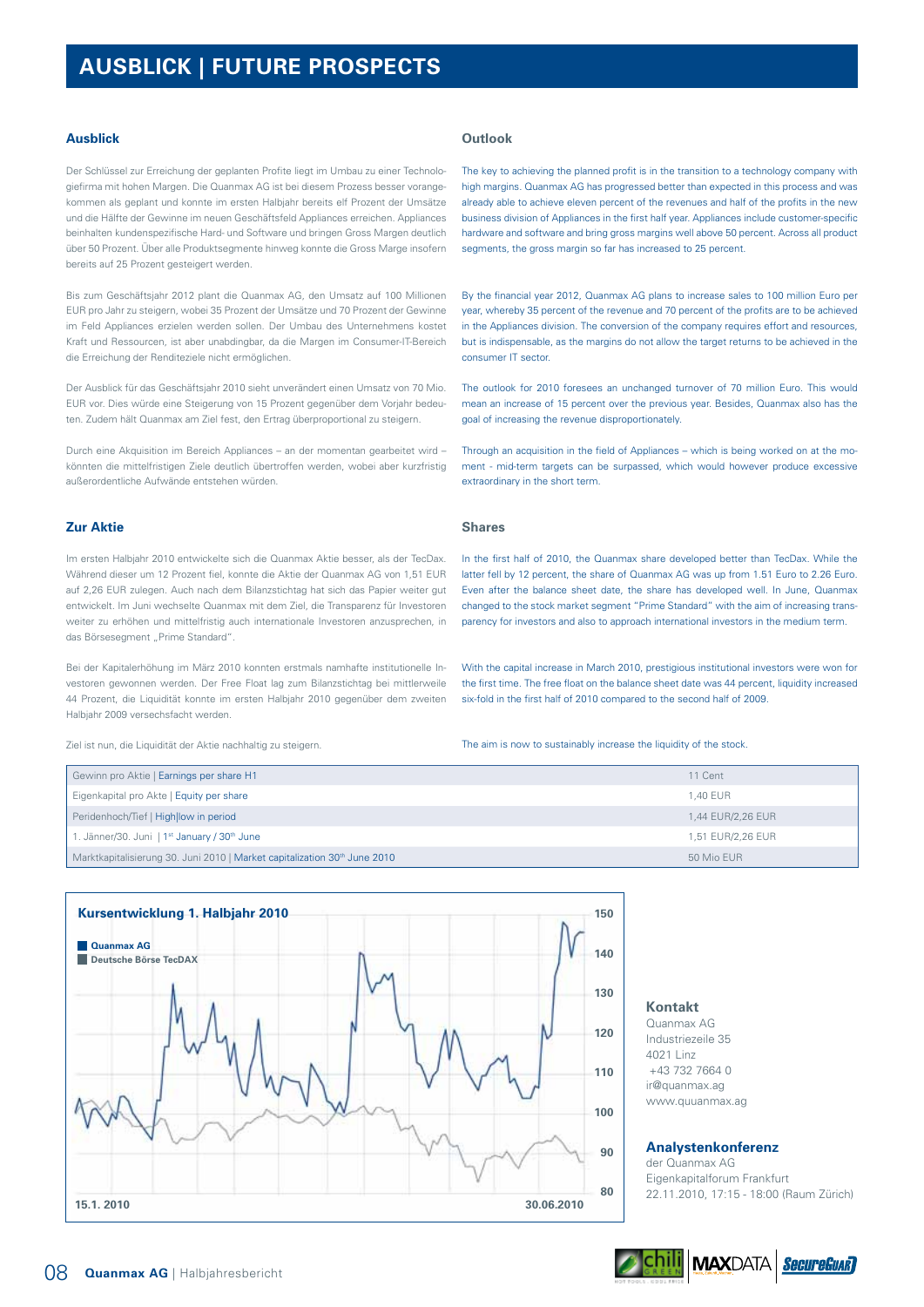# AUSBLICK | FUTURE PROSPECTS

## Ausblick

Der Schlüssel zur Erreichung der geplanten Profite liegt im Umbau zu einer Technologiefirma mit hohen Margen. Die Quanmax AG ist bei diesem Prozess besser vorangekommen als geplant und konnte im ersten Halbjahr bereits elf Prozent der Umsätze und die Hälfte der Gewinne im neuen Geschäftsfeld Appliances erreichen. Appliances beinhalten kundenspezifische Hard- und Software und bringen Gross Margen deutlich über 50 Prozent. Über alle Produktsegmente hinweg konnte die Gross Marge insofern bereits auf 25 Prozent gesteigert werden.

Bis zum Geschäftsjahr 2012 plant die Quanmax AG, den Umsatz auf 100 Millionen EUR pro Jahr zu steigern, wobei 35 Prozent der Umsätze und 70 Prozent der Gewinne im Feld Appliances erzielen werden sollen. Der Umbau des Unternehmens kostet Kraft und Ressourcen, ist aber unabdingbar, da die Margen im Consumer-IT-Bereich die Erreichung der Renditeziele nicht ermöglichen.

Der Ausblick für das Geschäftsjahr 2010 sieht unverändert einen Umsatz von 70 Mio. EUR vor. Dies würde eine Steigerung von 15 Prozent gegenüber dem Vorjahr bedeuten. Zudem hält Quanmax am Ziel fest, den Ertrag überproportional zu steigern.

Durch eine Akquisition im Bereich Appliances – an der momentan gearbeitet wird – könnten die mittelfristigen Ziele deutlich übertroffen werden, wobei aber kurzfristig außerordentliche Aufwände entstehen würden.

## Outlook

The key to achieving the planned profit is in the transition to a technology company with high margins. Quanmax AG has progressed better than expected in this process and was already able to achieve eleven percent of the revenues and half of the profits in the new business division of Appliances in the first half year. Appliances include customer-specific hardware and software and bring gross margins well above 50 percent. Across all product segments, the gross margin so far has increased to 25 percent.

By the financial year 2012, Quanmax AG plans to increase sales to 100 million Euro per year, whereby 35 percent of the revenue and 70 percent of the profits are to be achieved in the Appliances division. The conversion of the company requires effort and resources, but is indispensable, as the margins do not allow the target returns to be achieved in the consumer IT sector.

The outlook for 2010 foresees an unchanged turnover of 70 million Euro. This would mean an increase of 15 percent over the previous year. Besides, Quanmax also has the goal of increasing the revenue disproportionately.

Through an acquisition in the field of Appliances – which is being worked on at the moment - mid-term targets can be surpassed, which would however produce excessive extraordinary in the short term.

## Zur Aktie

Im ersten Halbjahr 2010 entwickelte sich die Quanmax Aktie besser, als der TecDax. Während dieser um 12 Prozent fiel, konnte die Aktie der Quanmax AG von 1,51 EUR auf 2,26 EUR zulegen. Auch nach dem Bilanzstichtag hat sich das Papier weiter gut entwickelt. Im Juni wechselte Quanmax mit dem Ziel, die Transparenz für Investoren weiter zu erhöhen und mittelfristig auch internationale Investoren anzusprechen, in das Börsesegment „Prime Standard".

Bei der Kapitalerhöhung im März 2010 konnten erstmals namhafte institutionelle Investoren gewonnen werden. Der Free Float lag zum Bilanzstichtag bei mittlerweile 44 Prozent, die Liquidität konnte im ersten Halbjahr 2010 gegenüber dem zweiten Halbjahr 2009 versechsfacht werden.

Ziel ist nun, die Liquidität der Aktie nachhaltig zu steigern.

## Shares

In the first half of 2010, the Quanmax share developed better than TecDAX. While the latter fell by 12 percent, the share of Quanmax AG was up from 1.51 Euro to 2.26 Euro. Even after the balance sheet date, the share has developed well. In June, Quanmax changed to the stock market segment "Prime Standard" with the aim of increasing transparency for investors and also to approach international investors in the medium term.

With the capital increase in March 2010, prestigious institutional investors were won for the first time. The free float on the balance sheet date was 44 percent, liquidity increased six-fold in the first half of 2010 compared to the second half of 2009.

The aim is now to sustainably increase the liquidity of the stock.

| | |
|---|---|
| Gewinn pro Aktie \| Earnings per share H1 | 11 Cent |
| Eigenkapital pro Akte \| Equity per share | 1,40 EUR |
| Peridenhoch/Tief \| High\|low in period | 1,44 EUR/2,26 EUR |
| 1. Jänner/30. Juni \| 1st January / 30th June | 1,51 EUR/2,26 EUR |
| Marktkapitalisierung 30. Juni 2010 \| Market capitalization 30th June 2010 | 50 Mio EUR |

Kursentwicklung 1. Halbjahr 2010

Quanmax AG
Deutsche Börse TecDAX

150
140
130
120
110
100
90
80

15.1. 2010
30.06.2010

**Kontakt**
Quanmax AG
Industriezeile 35
4021 Linz
+43 732 7664 0
ir@quanmax.ag
www.quuanmax.ag

**Analystenkonferenz**
der Quanmax AG
Eigenkapitalforum Frankfurt
22.11.2010, 17:15 - 18:00 (Raum Zürich)